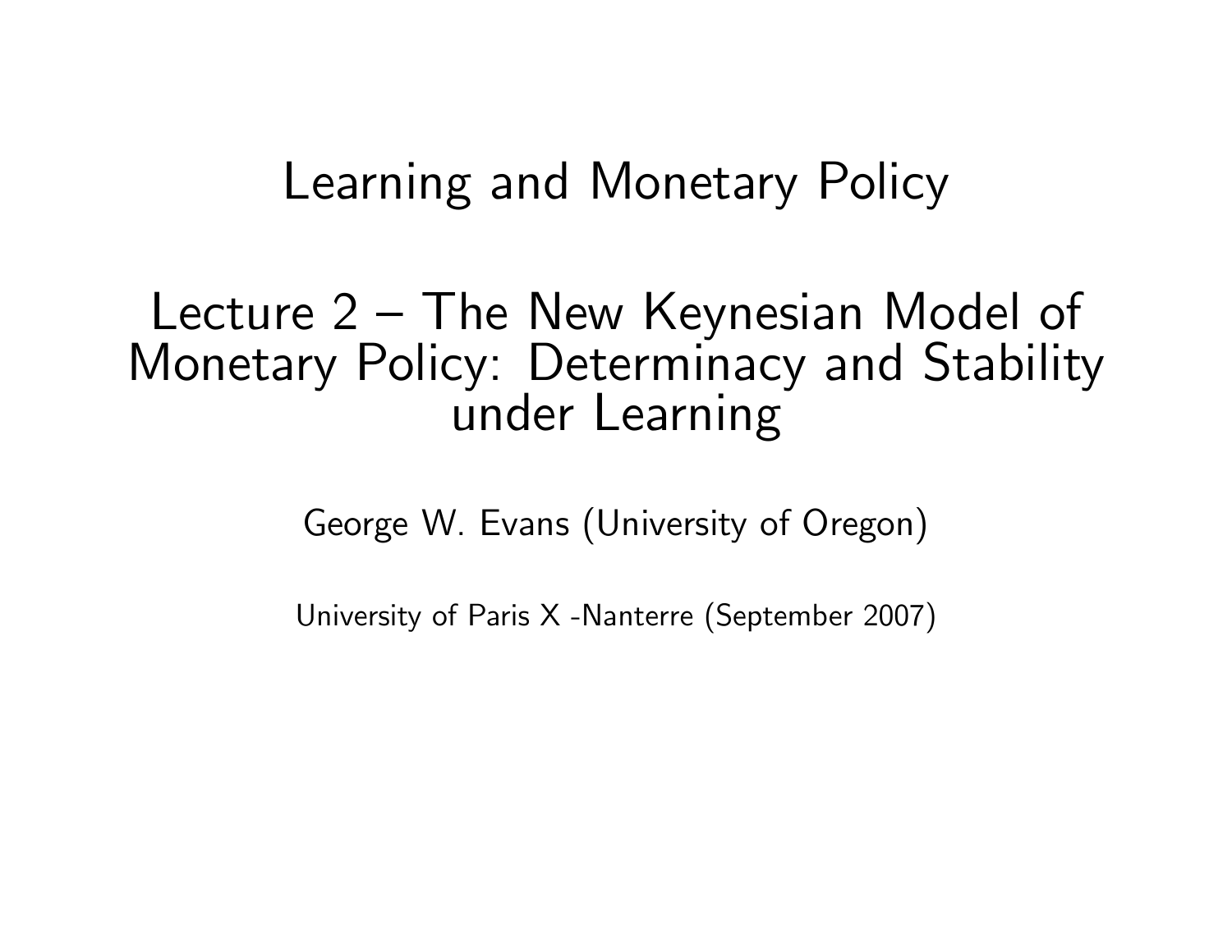# Learning and Monetary Policy

## Lecture 2 – The New Keynesian Model of Monetary Policy: Determinacy and Stability under Learning

George W. Evans (University of Oregon)

University of Paris X -Nanterre (September 2007)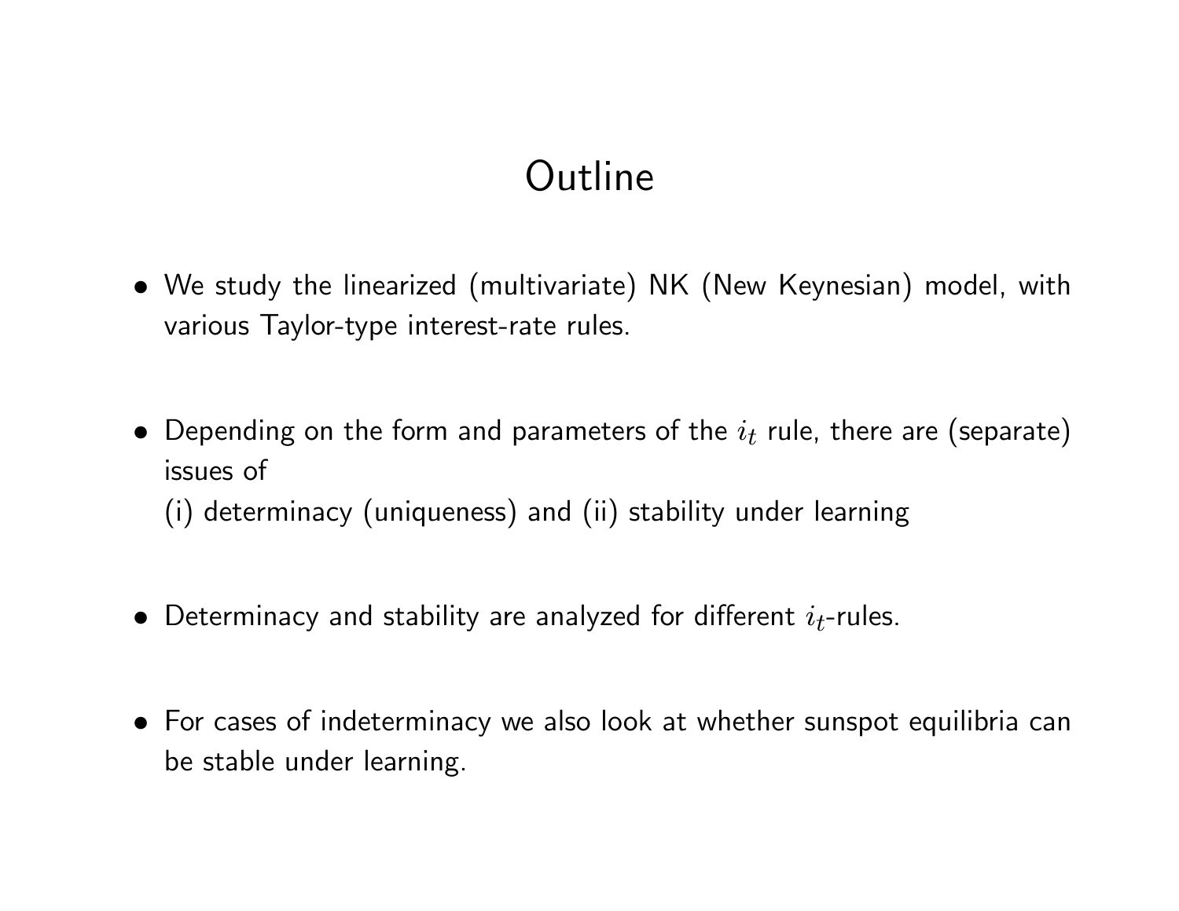# Outline

- We study the linearized (multivariate) NK (New Keynesian) model, with various Taylor-type interest-rate rules.

- Depending on the form and parameters of the $i_t$ rule, there are (separate) issues of
  (i) determinacy (uniqueness) and (ii) stability under learning

- Determinacy and stability are analyzed for different $i_t$-rules.

- For cases of indeterminacy we also look at whether sunspot equilibria can be stable under learning.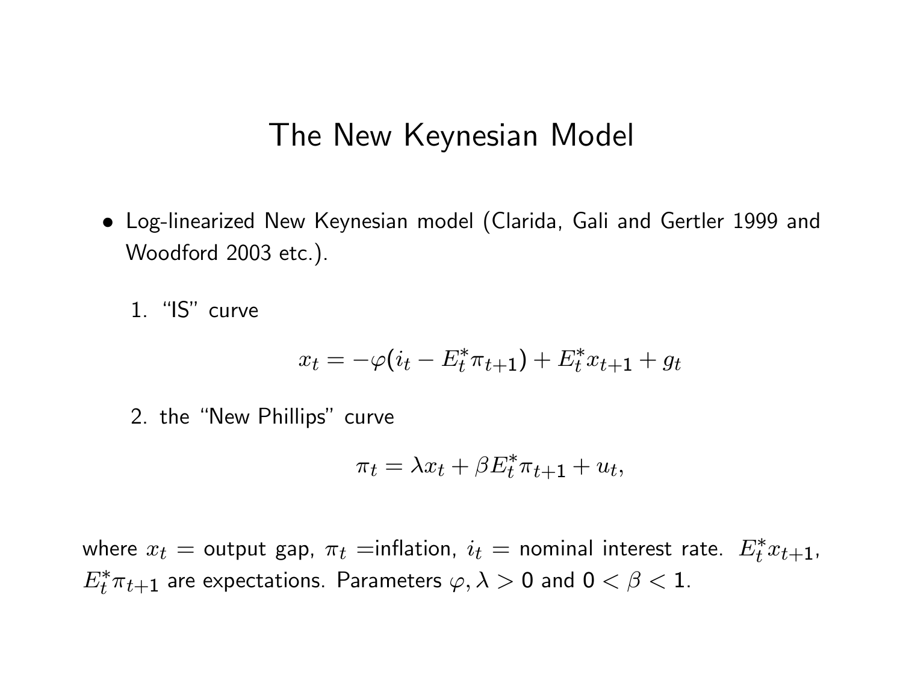# The New Keynesian Model

- Log-linearized New Keynesian model (Clarida, Gali and Gertler 1999 and Woodford 2003 etc.).

  1. "IS" curve

  $$x_t = -\varphi(i_t - E_t^* \pi_{t+1}) + E_t^* x_{t+1} + g_t$$

  2. the "New Phillips" curve

  $$\pi_t = \lambda x_t + \beta E_t^* \pi_{t+1} + u_t,$$

where $x_t =$ output gap, $\pi_t =$inflation, $i_t =$ nominal interest rate. $E_t^* x_{t+1}$, $E_t^* \pi_{t+1}$ are expectations. Parameters $\varphi, \lambda > 0$ and $0 < \beta < 1$.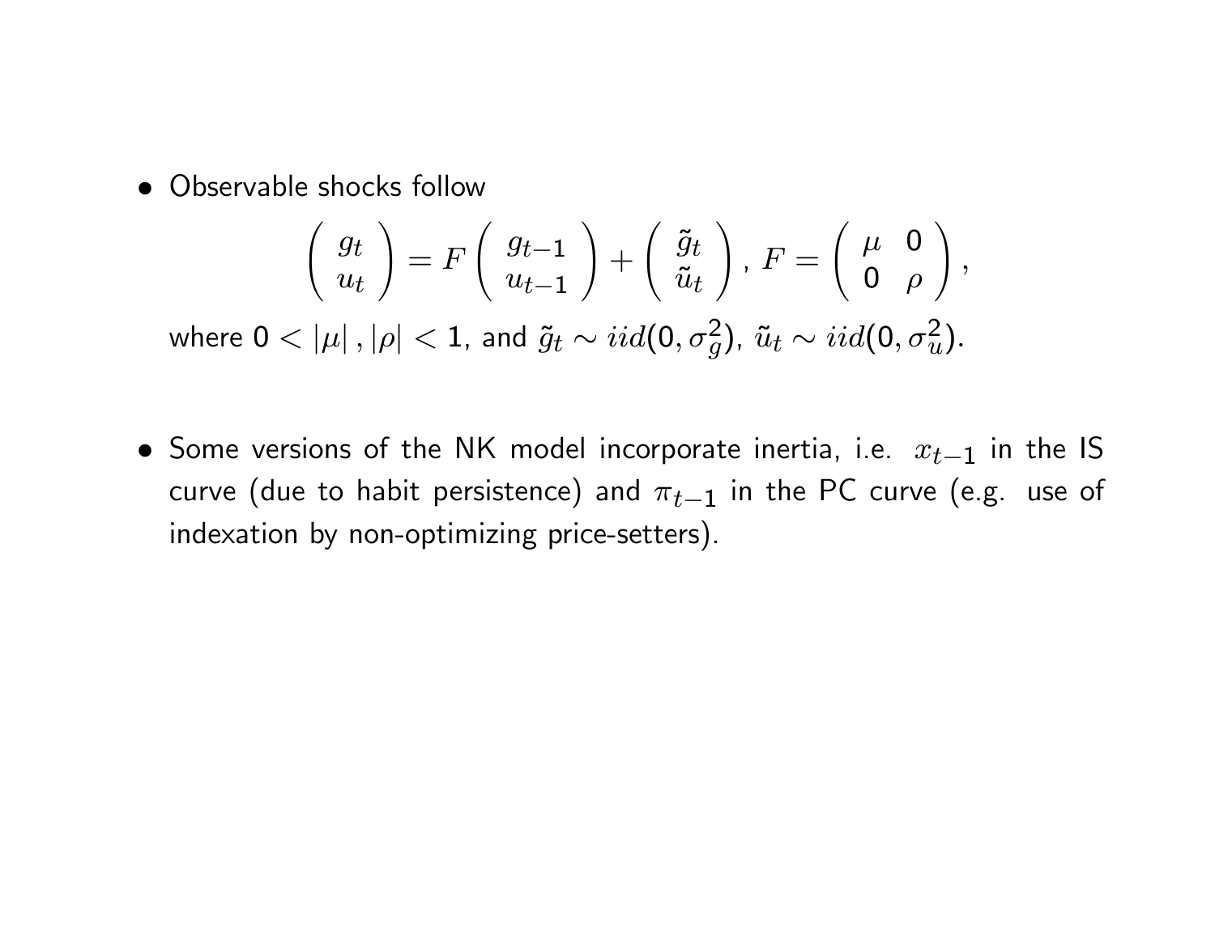- Observable shocks follow

$$\begin{pmatrix} g_t \\ u_t \end{pmatrix} = F \begin{pmatrix} g_{t-1} \\ u_{t-1} \end{pmatrix} + \begin{pmatrix} \tilde{g}_t \\ \tilde{u}_t \end{pmatrix}, \; F = \begin{pmatrix} \mu & 0 \\ 0 & \rho \end{pmatrix},$$

  where $0 < |\mu|, |\rho| < 1$, and $\tilde{g}_t \sim iid(0, \sigma_g^2)$, $\tilde{u}_t \sim iid(0, \sigma_u^2)$.

- Some versions of the NK model incorporate inertia, i.e. $x_{t-1}$ in the IS curve (due to habit persistence) and $\pi_{t-1}$ in the PC curve (e.g. use of indexation by non-optimizing price-setters).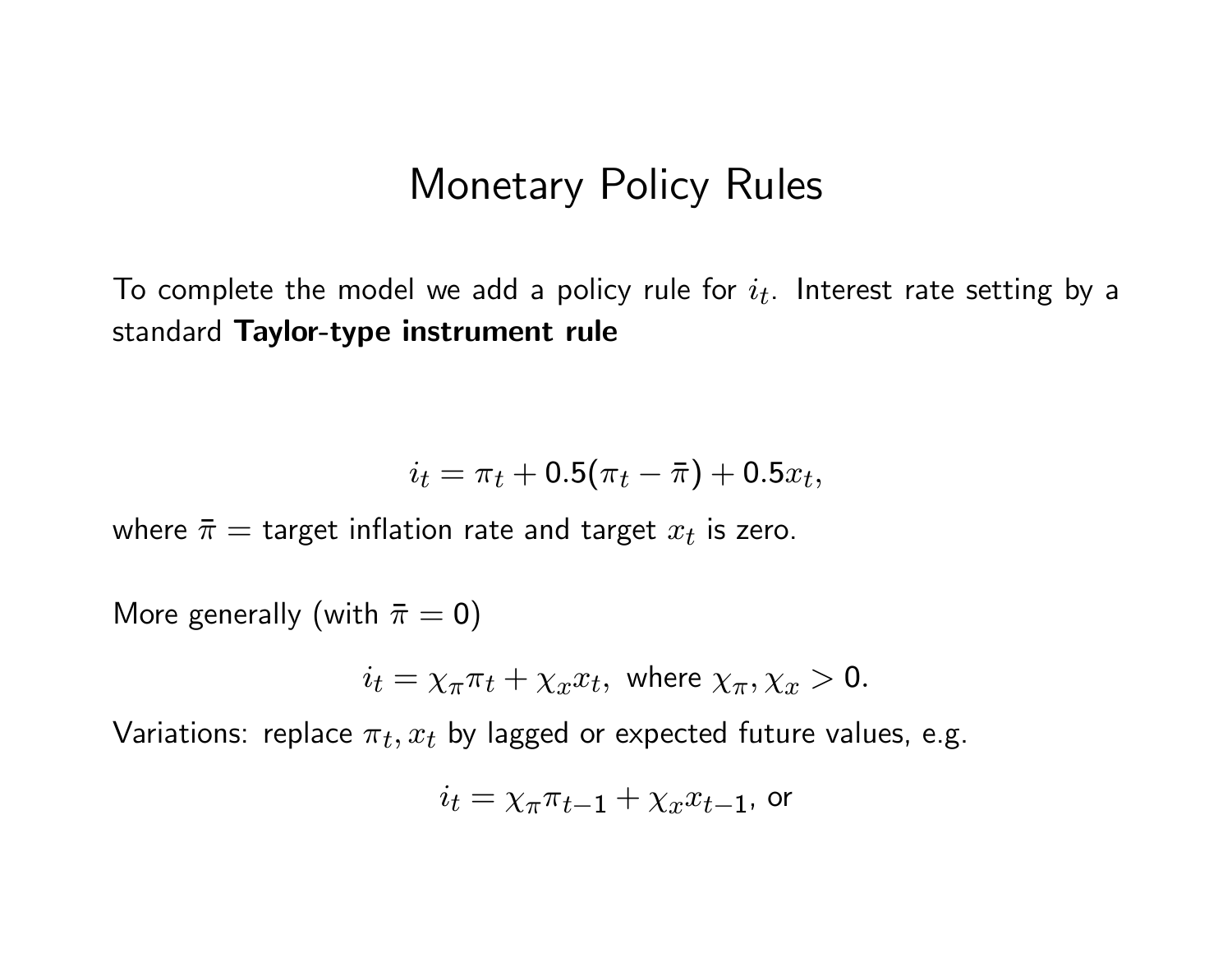# Monetary Policy Rules

To complete the model we add a policy rule for $i_t$. Interest rate setting by a standard **Taylor-type instrument rule**

$$i_t = \pi_t + 0.5(\pi_t - \bar{\pi}) + 0.5 x_t,$$

where $\bar{\pi}$ = target inflation rate and target $x_t$ is zero.

More generally (with $\bar{\pi} = 0$)

$$i_t = \chi_\pi \pi_t + \chi_x x_t, \text{ where } \chi_\pi, \chi_x > 0.$$

Variations: replace $\pi_t, x_t$ by lagged or expected future values, e.g.

$$i_t = \chi_\pi \pi_{t-1} + \chi_x x_{t-1}, \text{ or}$$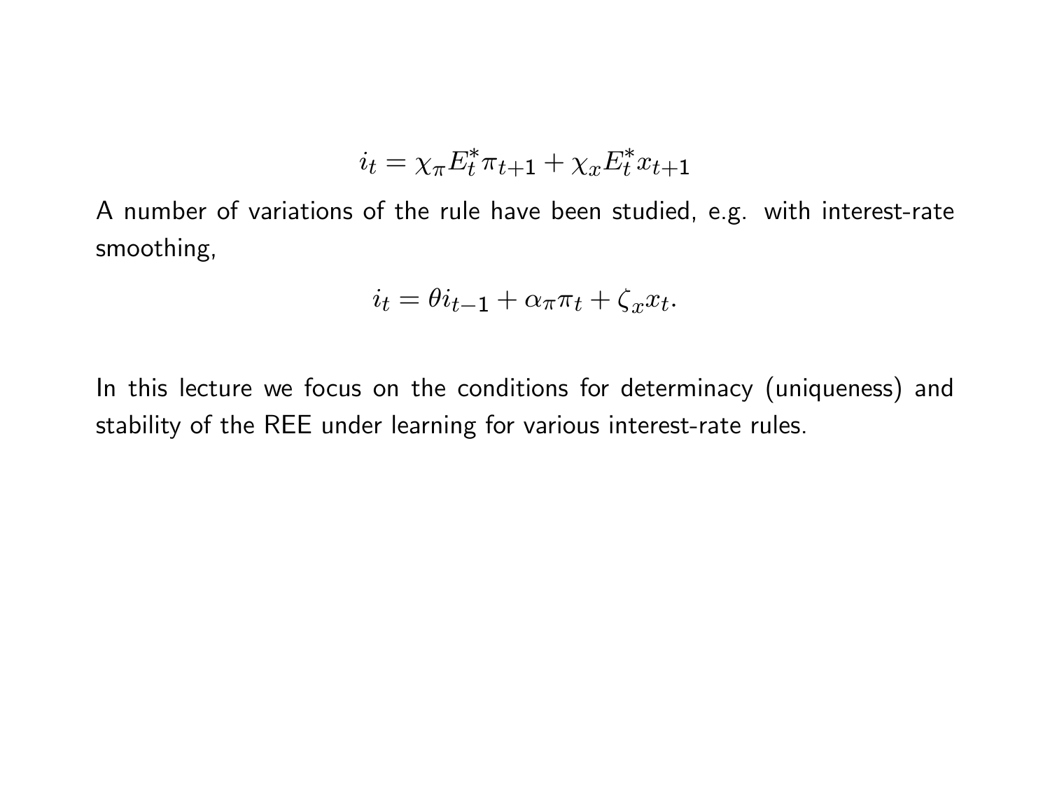$$i_t = \chi_\pi E_t^* \pi_{t+1} + \chi_x E_t^* x_{t+1}$$

A number of variations of the rule have been studied, e.g. with interest-rate smoothing,

$$i_t = \theta i_{t-1} + \alpha_\pi \pi_t + \zeta_x x_t.$$

In this lecture we focus on the conditions for determinacy (uniqueness) and stability of the REE under learning for various interest-rate rules.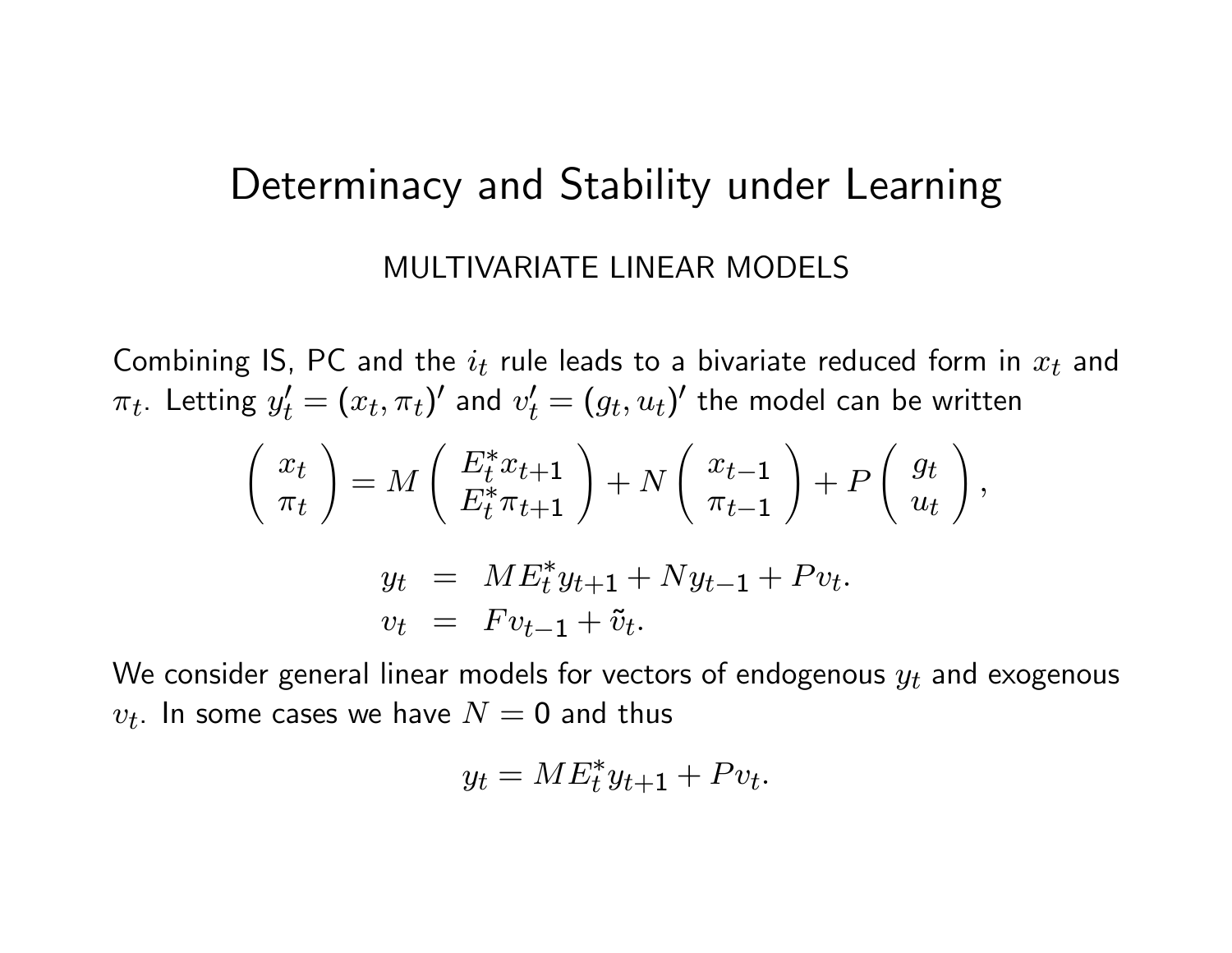# Determinacy and Stability under Learning

## MULTIVARIATE LINEAR MODELS

Combining IS, PC and the $i_t$ rule leads to a bivariate reduced form in $x_t$ and $\pi_t$. Letting $y_t' = (x_t, \pi_t)'$ and $v_t' = (g_t, u_t)'$ the model can be written

$$\begin{pmatrix} x_t \\ \pi_t \end{pmatrix} = M \begin{pmatrix} E_t^* x_{t+1} \\ E_t^* \pi_{t+1} \end{pmatrix} + N \begin{pmatrix} x_{t-1} \\ \pi_{t-1} \end{pmatrix} + P \begin{pmatrix} g_t \\ u_t \end{pmatrix},$$

$$\begin{aligned} y_t &= M E_t^* y_{t+1} + N y_{t-1} + P v_t. \\ v_t &= F v_{t-1} + \tilde{v}_t. \end{aligned}$$

We consider general linear models for vectors of endogenous $y_t$ and exogenous $v_t$. In some cases we have $N = 0$ and thus

$$y_t = M E_t^* y_{t+1} + P v_t.$$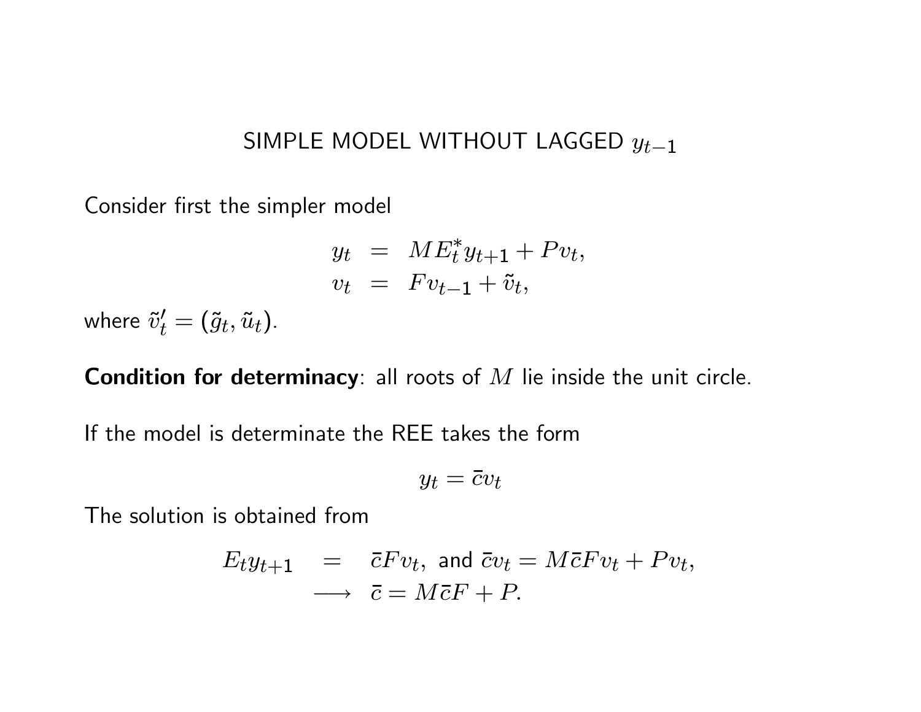## SIMPLE MODEL WITHOUT LAGGED $y_{t-1}$

Consider first the simpler model

$$\begin{aligned} y_t &= ME_t^* y_{t+1} + Pv_t, \\ v_t &= Fv_{t-1} + \tilde{v}_t, \end{aligned}$$

where $\tilde{v}_t' = (\tilde{g}_t, \tilde{u}_t)$.

**Condition for determinacy**: all roots of $M$ lie inside the unit circle.

If the model is determinate the REE takes the form

$$y_t = \bar{c} v_t$$

The solution is obtained from

$$\begin{aligned} E_t y_{t+1} &= \bar{c} F v_t, \text{ and } \bar{c} v_t = M \bar{c} F v_t + P v_t, \\ &\longrightarrow \bar{c} = M \bar{c} F + P. \end{aligned}$$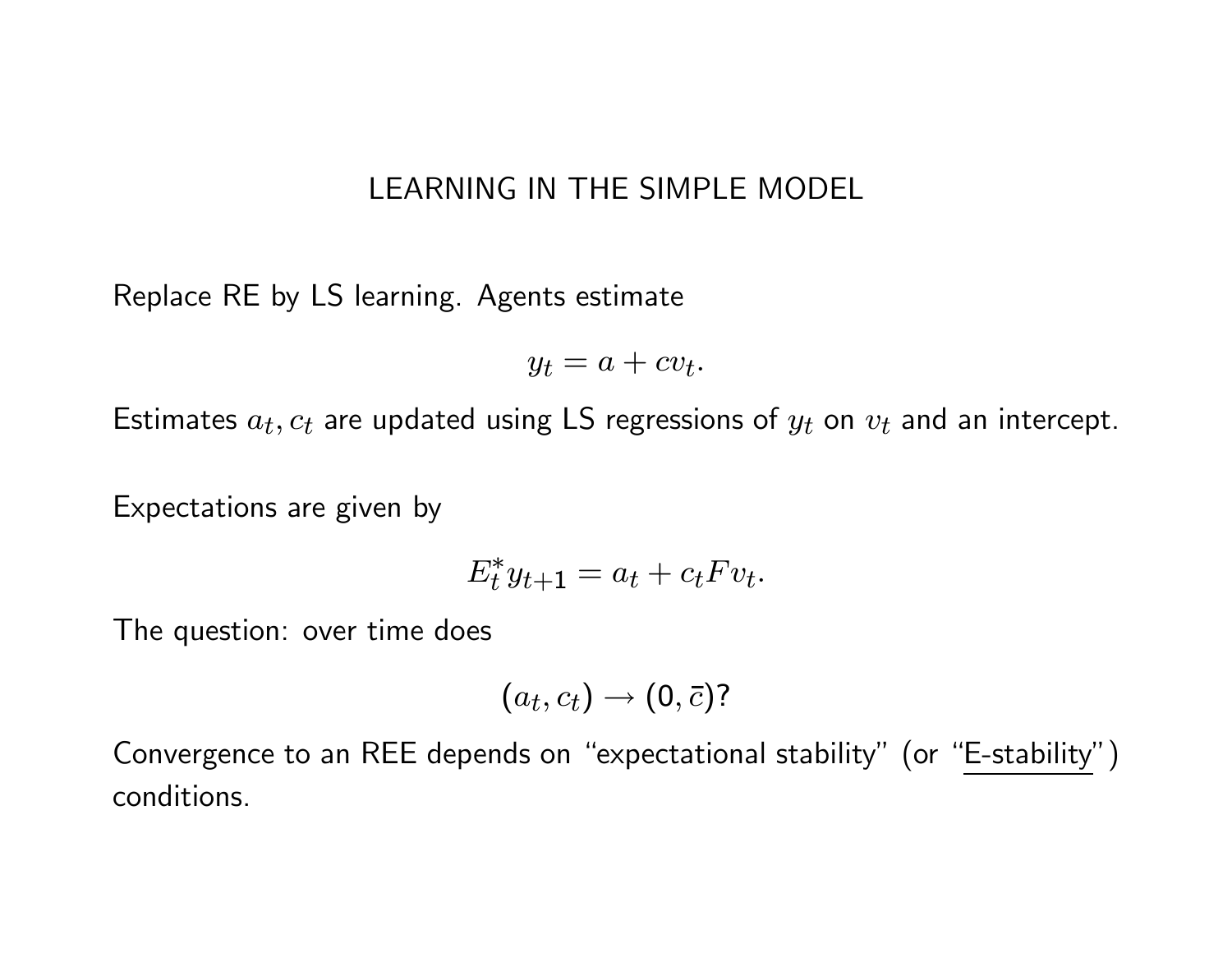# LEARNING IN THE SIMPLE MODEL

Replace RE by LS learning. Agents estimate

$$y_t = a + cv_t.$$

Estimates $a_t, c_t$ are updated using LS regressions of $y_t$ on $v_t$ and an intercept.

Expectations are given by

$$E_t^* y_{t+1} = a_t + c_t F v_t.$$

The question: over time does

$$(a_t, c_t) \to (0, \bar{c})?$$

Convergence to an REE depends on "expectational stability" (or "E-stability") conditions.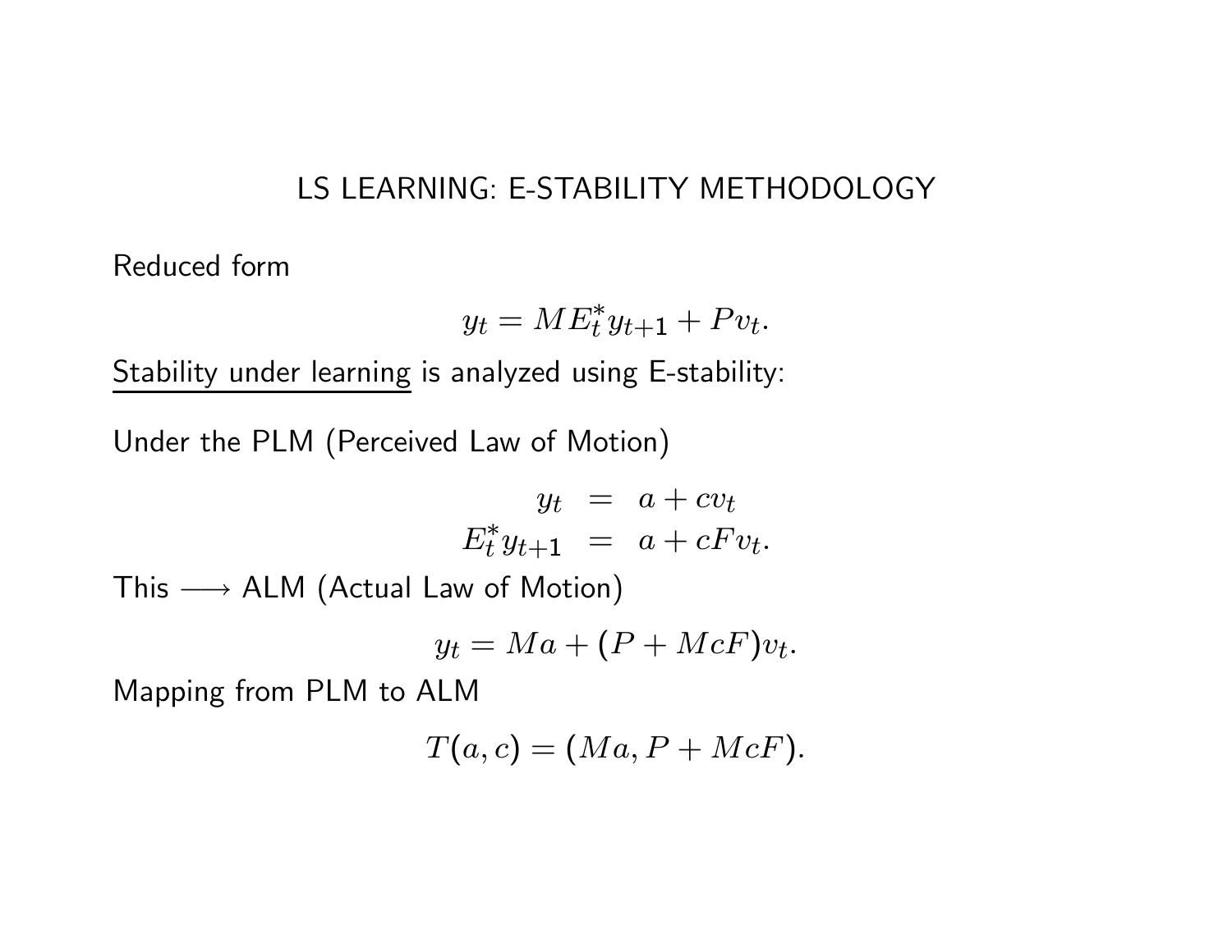# LS LEARNING: E-STABILITY METHODOLOGY

Reduced form

$$y_t = M E_t^* y_{t+1} + P v_t.$$

<u>Stability under learning</u> is analyzed using E-stability:

Under the PLM (Perceived Law of Motion)

$$\begin{aligned} y_t &= a + c v_t \\ E_t^* y_{t+1} &= a + cF v_t. \end{aligned}$$

This $\longrightarrow$ ALM (Actual Law of Motion)

$$y_t = Ma + (P + McF) v_t.$$

Mapping from PLM to ALM

$$T(a, c) = (Ma, P + McF).$$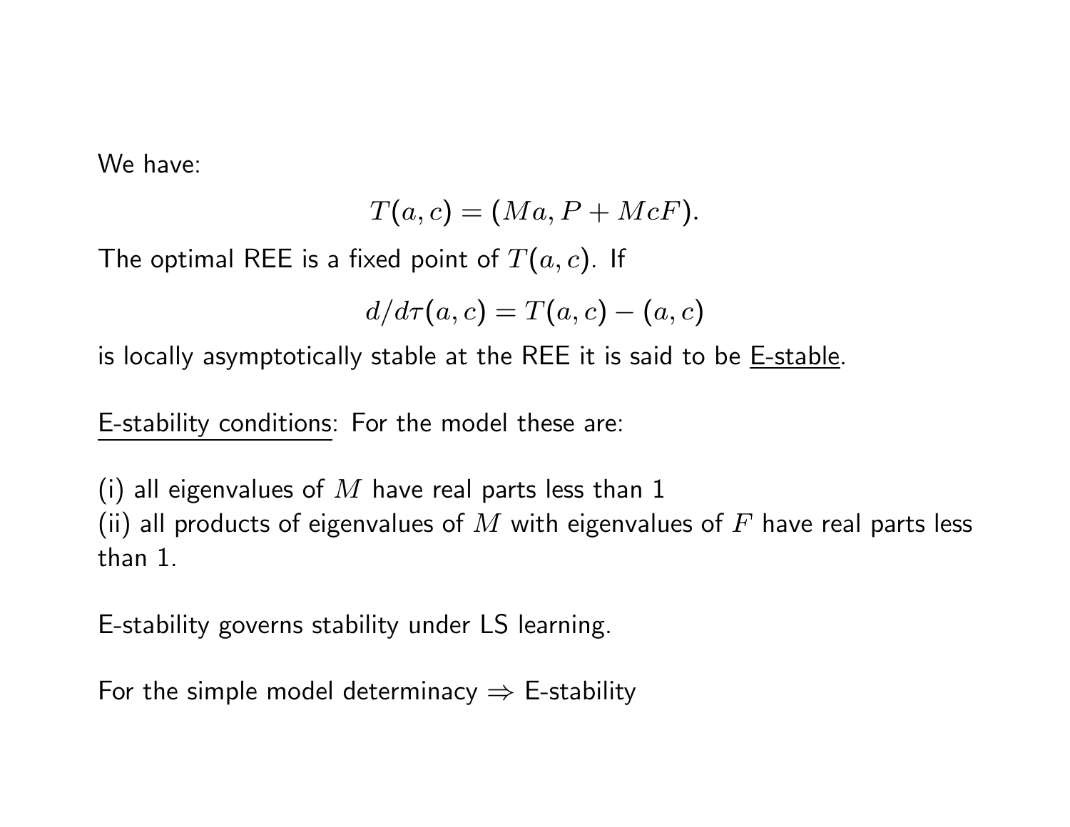We have:

$$T(a, c) = (Ma, P + McF).$$

The optimal REE is a fixed point of $T(a, c)$. If

$$d/d\tau(a, c) = T(a, c) - (a, c)$$

is locally asymptotically stable at the REE it is said to be E-stable.

E-stability conditions: For the model these are:

(i) all eigenvalues of $M$ have real parts less than 1
(ii) all products of eigenvalues of $M$ with eigenvalues of $F$ have real parts less than 1.

E-stability governs stability under LS learning.

For the simple model determinacy $\Rightarrow$ E-stability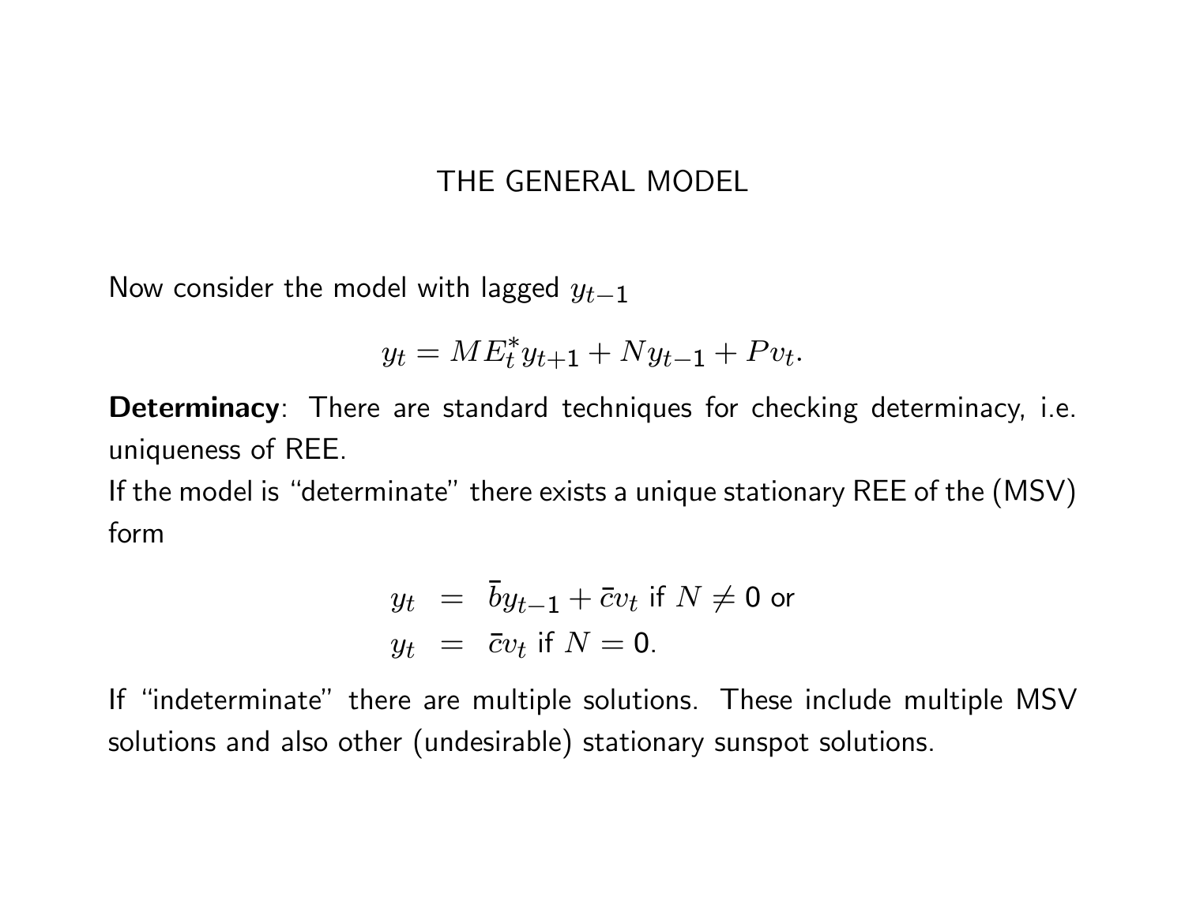# THE GENERAL MODEL

Now consider the model with lagged $y_{t-1}$

$$y_t = M E_t^* y_{t+1} + N y_{t-1} + P v_t.$$

**Determinancy**: There are standard techniques for checking determinacy, i.e. uniqueness of REE.

If the model is "determinate" there exists a unique stationary REE of the (MSV) form

$$
\begin{aligned}
y_t &= \bar{b} y_{t-1} + \bar{c} v_t \text{ if } N \neq 0 \text{ or} \\
y_t &= \bar{c} v_t \text{ if } N = 0.
\end{aligned}
$$

If "indeterminate" there are multiple solutions. These include multiple MSV solutions and also other (undesirable) stationary sunspot solutions.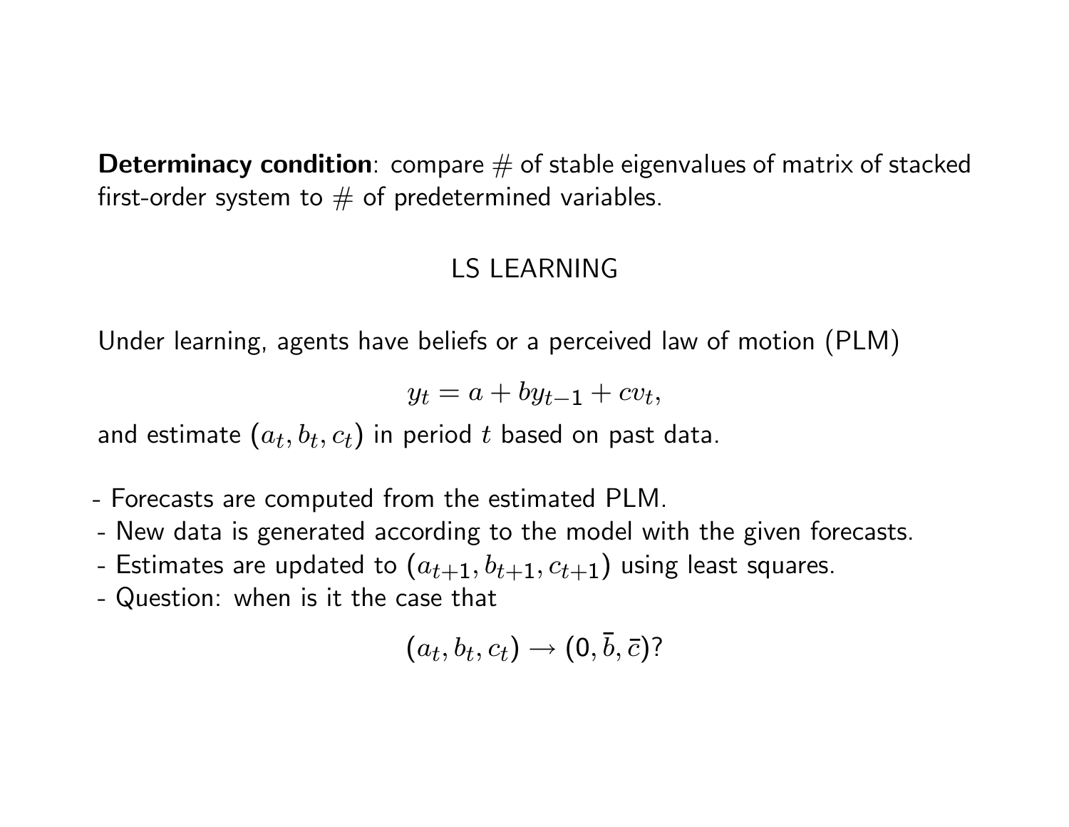**Determinacy condition**: compare # of stable eigenvalues of matrix of stacked first-order system to # of predetermined variables.

## LS LEARNING

Under learning, agents have beliefs or a perceived law of motion (PLM)

$$y_t = a + by_{t-1} + cv_t,$$

and estimate $(a_t, b_t, c_t)$ in period $t$ based on past data.

- Forecasts are computed from the estimated PLM.
- New data is generated according to the model with the given forecasts.
- Estimates are updated to $(a_{t+1}, b_{t+1}, c_{t+1})$ using least squares.
- Question: when is it the case that

$$(a_t, b_t, c_t) \rightarrow (0, \bar{b}, \bar{c})?$$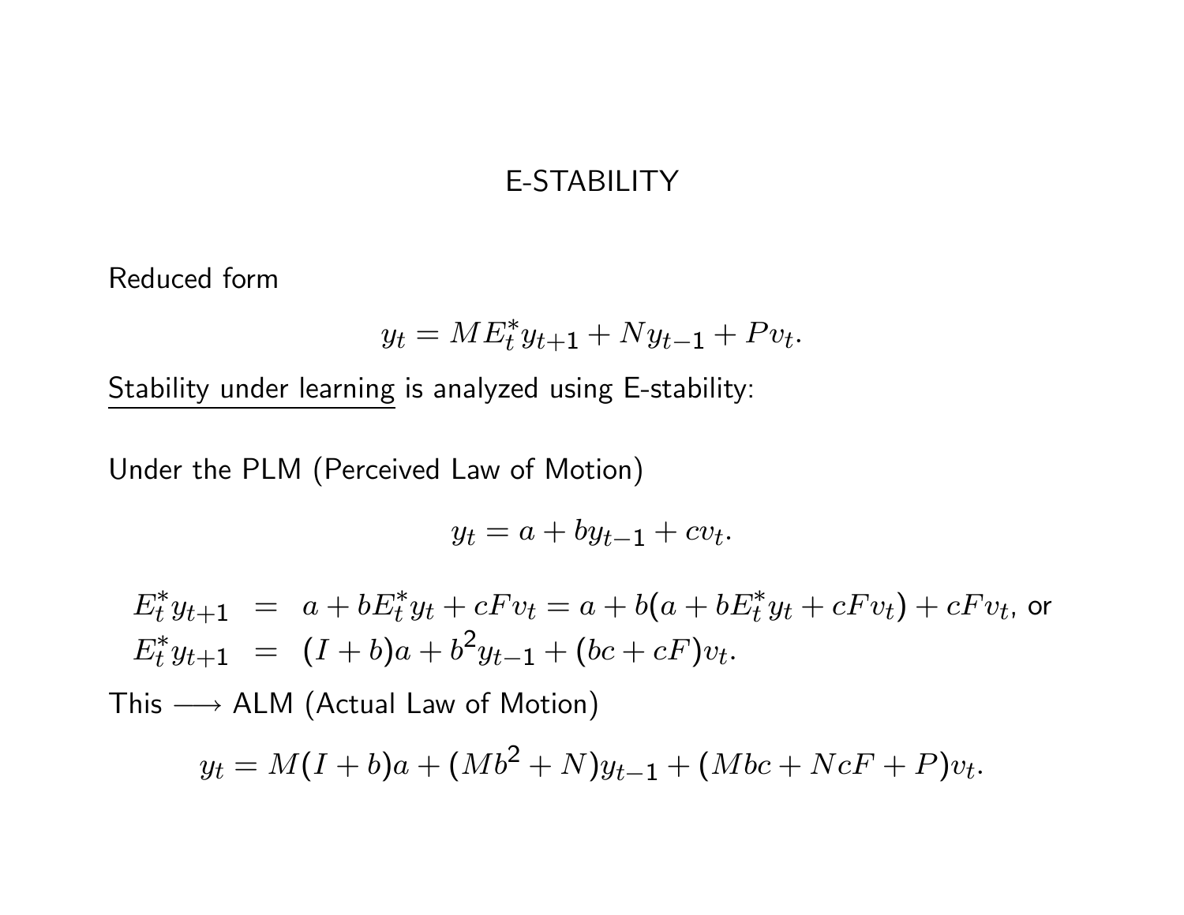# E-STABILITY

Reduced form

$$y_t = ME_t^* y_{t+1} + Ny_{t-1} + Pv_t.$$

Stability under learning is analyzed using E-stability:

Under the PLM (Perceived Law of Motion)

$$y_t = a + by_{t-1} + cv_t.$$

$$\begin{aligned} E_t^* y_{t+1} &= a + bE_t^* y_t + cFv_t = a + b(a + bE_t^* y_t + cFv_t) + cFv_t, \text{ or} \\ E_t^* y_{t+1} &= (I + b)a + b^2 y_{t-1} + (bc + cF)v_t. \end{aligned}$$

This $\longrightarrow$ ALM (Actual Law of Motion)

$$y_t = M(I + b)a + (Mb^2 + N)y_{t-1} + (Mbc + NcF + P)v_t.$$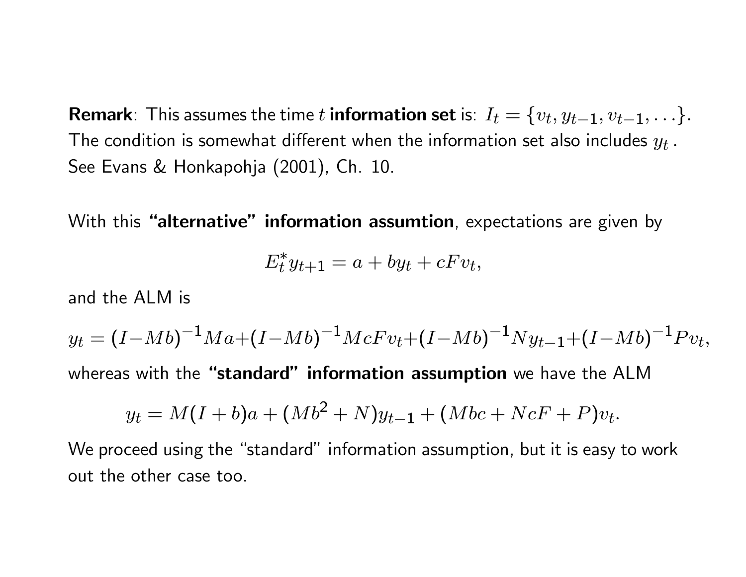**Remark**: This assumes the time $t$ **information set** is: $I_t = \{v_t, y_{t-1}, v_{t-1}, \ldots\}$. The condition is somewhat different when the information set also includes $y_t$ . See Evans & Honkapohja (2001), Ch. 10.

With this **"alternative" information assumtion**, expectations are given by

$$E_t^* y_{t+1} = a + by_t + cFv_t,$$

and the ALM is

$$y_t = (I - Mb)^{-1} Ma + (I - Mb)^{-1} McFv_t + (I - Mb)^{-1} Ny_{t-1} + (I - Mb)^{-1} Pv_t,$$

whereas with the **"standard" information assumption** we have the ALM

$$y_t = M(I + b)a + (Mb^2 + N)y_{t-1} + (Mbc + NcF + P)v_t.$$

We proceed using the "standard" information assumption, but it is easy to work out the other case too.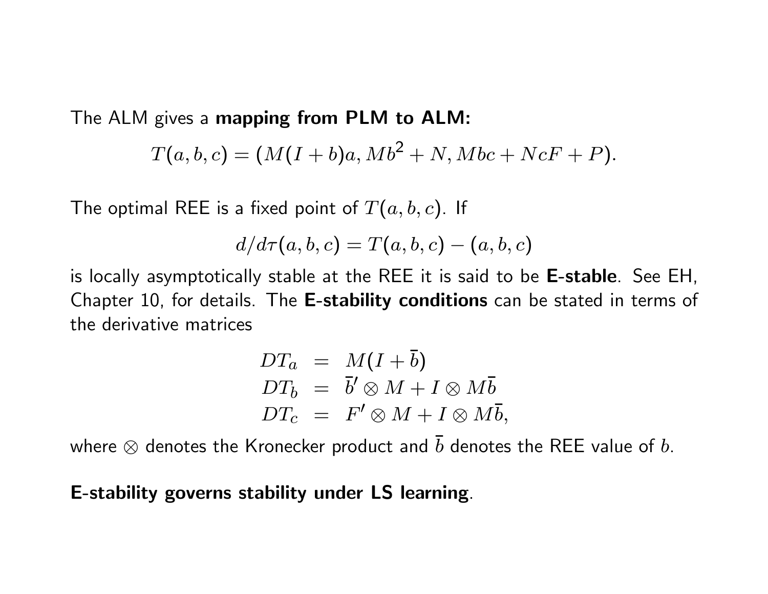The ALM gives a **mapping from PLM to ALM:**

$$T(a, b, c) = (M(I + b)a, Mb^2 + N, Mbc + NcF + P).$$

The optimal REE is a fixed point of $T(a, b, c)$. If

$$d/d\tau(a, b, c) = T(a, b, c) - (a, b, c)$$

is locally asymptotically stable at the REE it is said to be **E-stable**. See EH, Chapter 10, for details. The **E-stability conditions** can be stated in terms of the derivative matrices

$$\begin{aligned} DT_a &= M(I + \bar{b}) \\ DT_b &= \bar{b}' \otimes M + I \otimes M\bar{b} \\ DT_c &= F' \otimes M + I \otimes M\bar{b}, \end{aligned}$$

where $\otimes$ denotes the Kronecker product and $\bar{b}$ denotes the REE value of $b$.

**E-stability governs stability under LS learning**.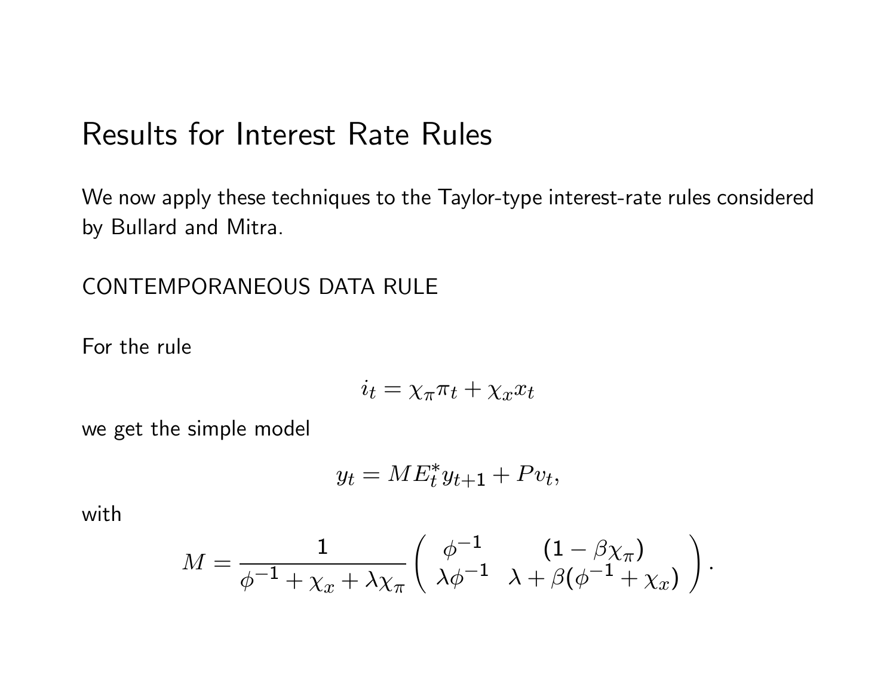# Results for Interest Rate Rules

We now apply these techniques to the Taylor-type interest-rate rules considered by Bullard and Mitra.

CONTEMPORANEOUS DATA RULE

For the rule

$$i_t = \chi_\pi \pi_t + \chi_x x_t$$

we get the simple model

$$y_t = M E_t^* y_{t+1} + P v_t,$$

with

$$M = \frac{1}{\phi^{-1} + \chi_x + \lambda \chi_\pi} \begin{pmatrix} \phi^{-1} & (1 - \beta \chi_\pi) \\ \lambda \phi^{-1} & \lambda + \beta(\phi^{-1} + \chi_x) \end{pmatrix}.$$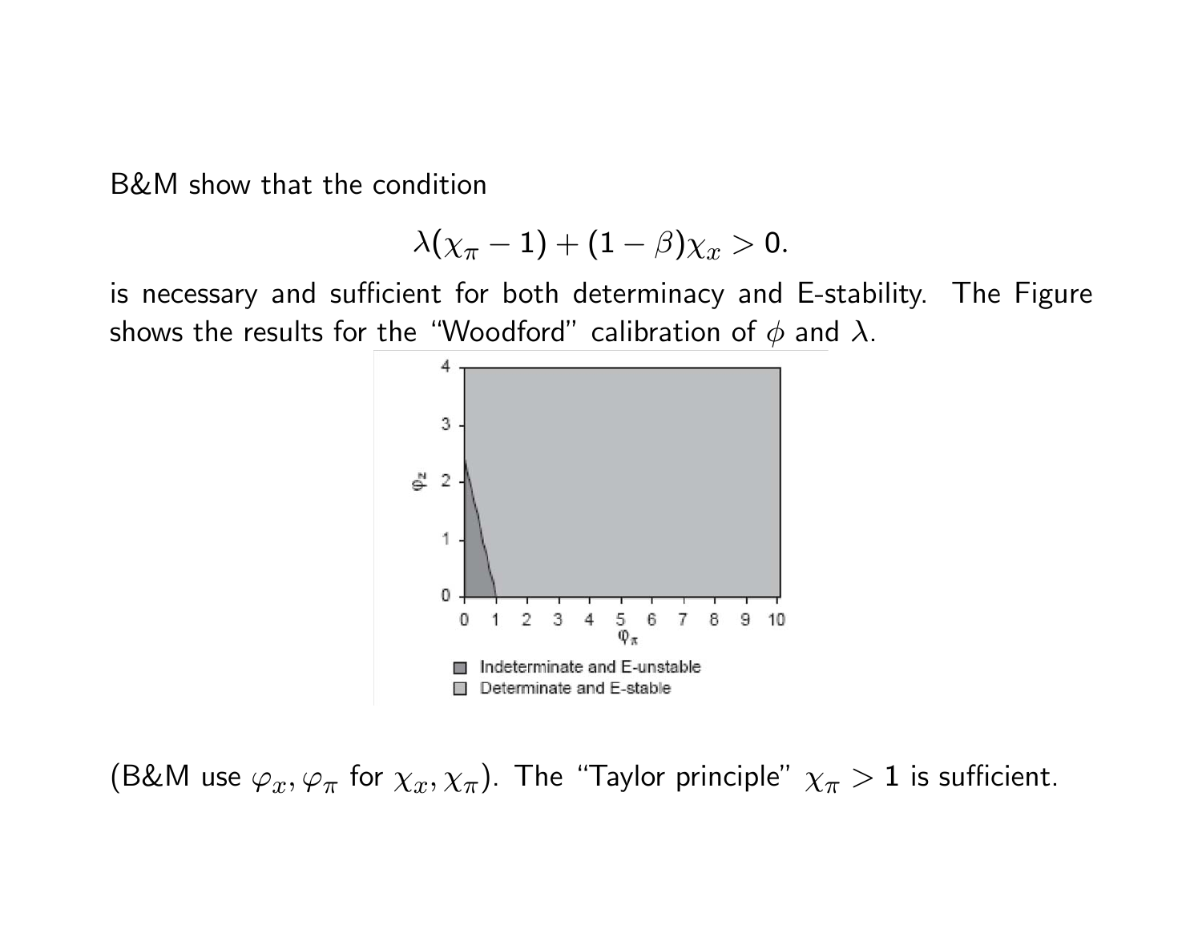B&M show that the condition

$$\lambda(\chi_\pi - 1) + (1 - \beta)\chi_x > 0.$$

is necessary and sufficient for both determinacy and E-stability. The Figure shows the results for the "Woodford" calibration of $\phi$ and $\lambda$.

(B&M use $\varphi_x, \varphi_\pi$ for $\chi_x, \chi_\pi$). The "Taylor principle" $\chi_\pi > 1$ is sufficient.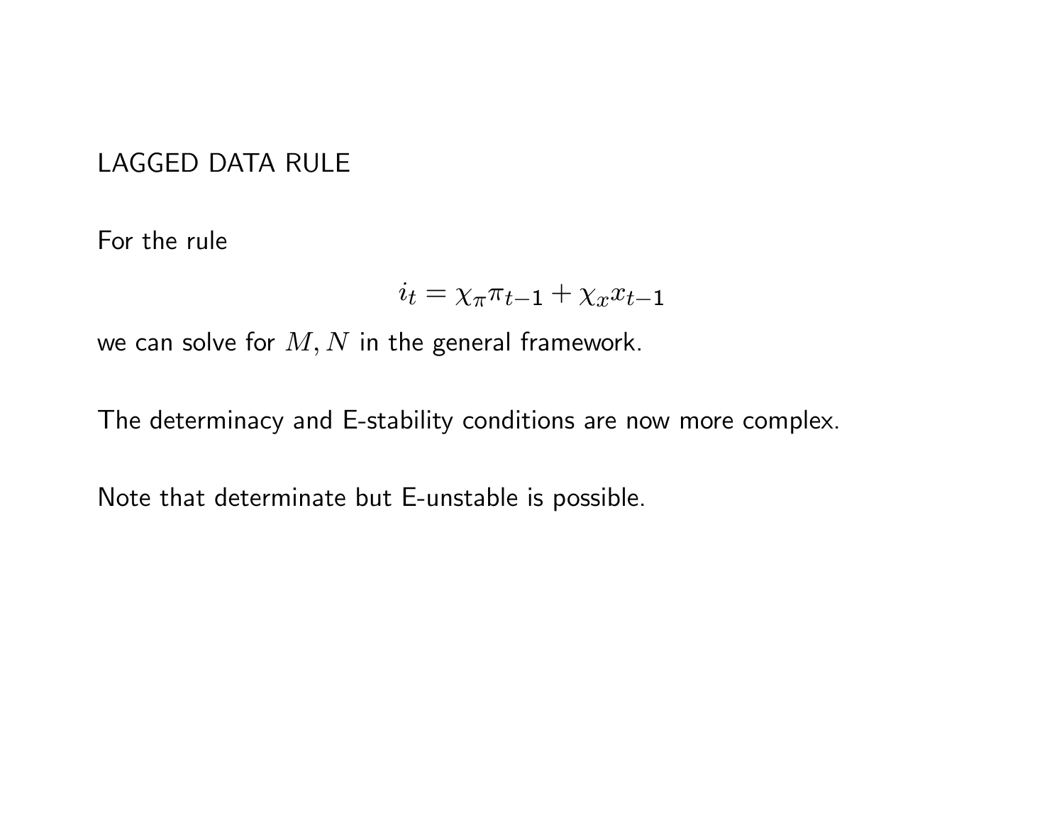## LAGGED DATA RULE

For the rule

$$i_t = \chi_\pi \pi_{t-1} + \chi_x x_{t-1}$$

we can solve for $M, N$ in the general framework.

The determinacy and E-stability conditions are now more complex.

Note that determinate but E-unstable is possible.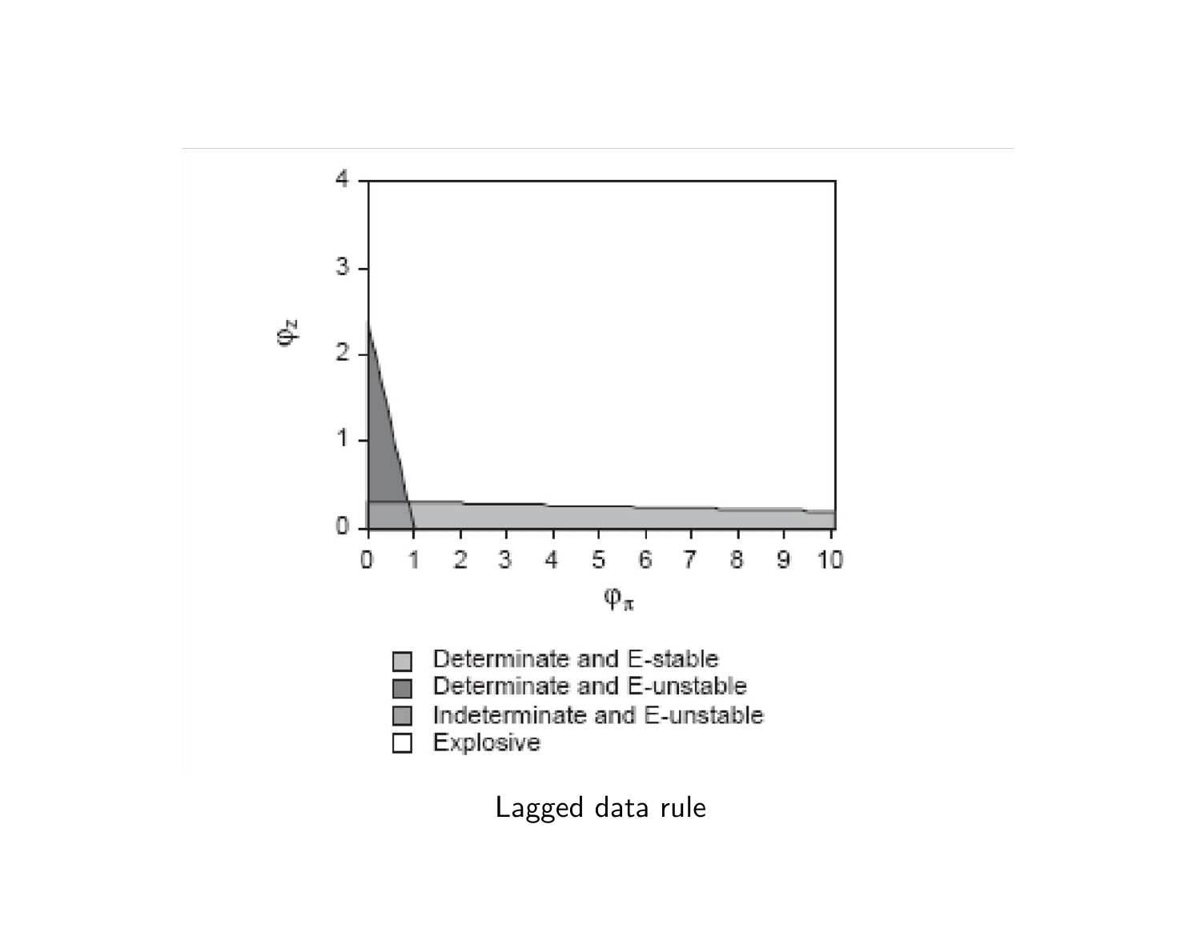Lagged data rule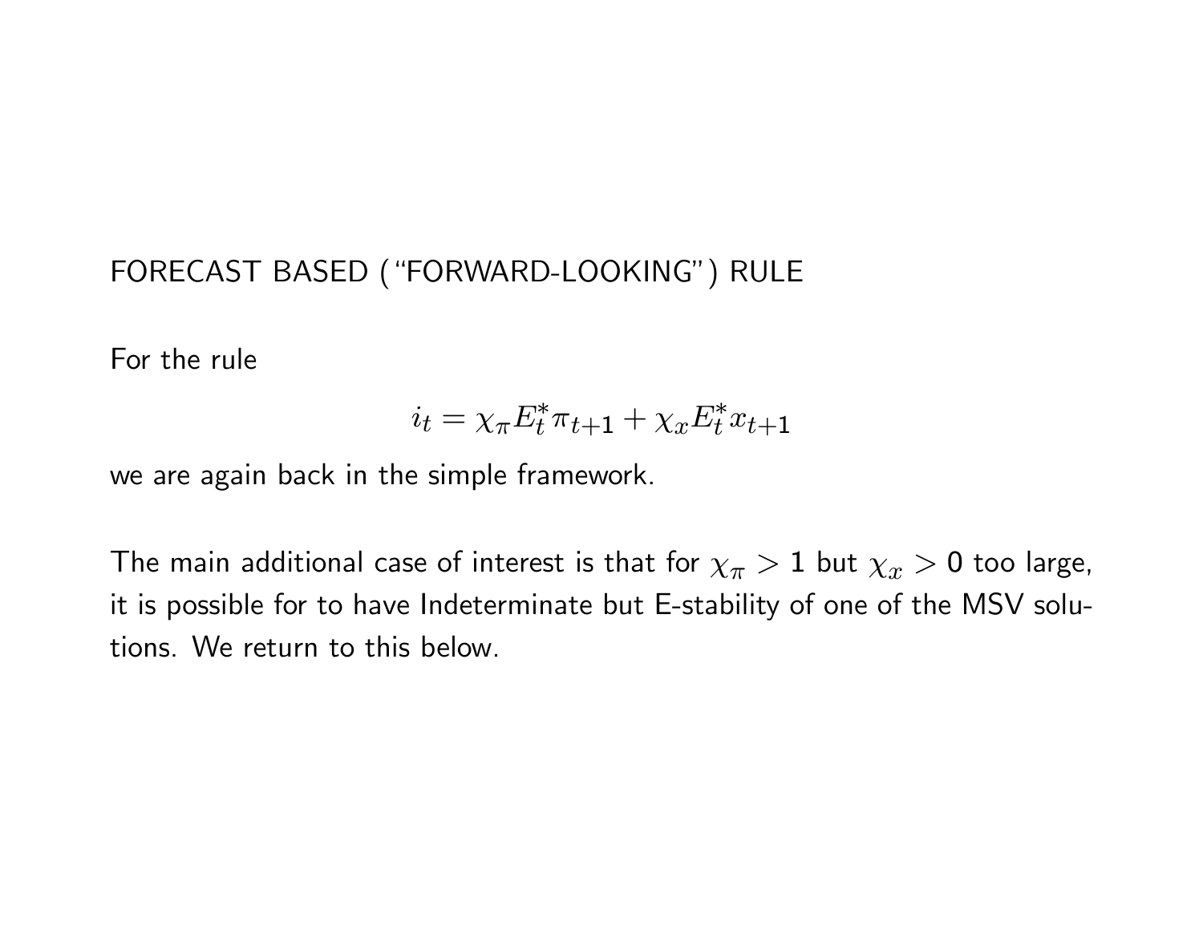## FORECAST BASED ("FORWARD-LOOKING") RULE

For the rule

$$i_t = \chi_\pi E_t^* \pi_{t+1} + \chi_x E_t^* x_{t+1}$$

we are again back in the simple framework.

The main additional case of interest is that for $\chi_\pi > 1$ but $\chi_x > 0$ too large, it is possible for to have Indeterminate but E-stability of one of the MSV solutions. We return to this below.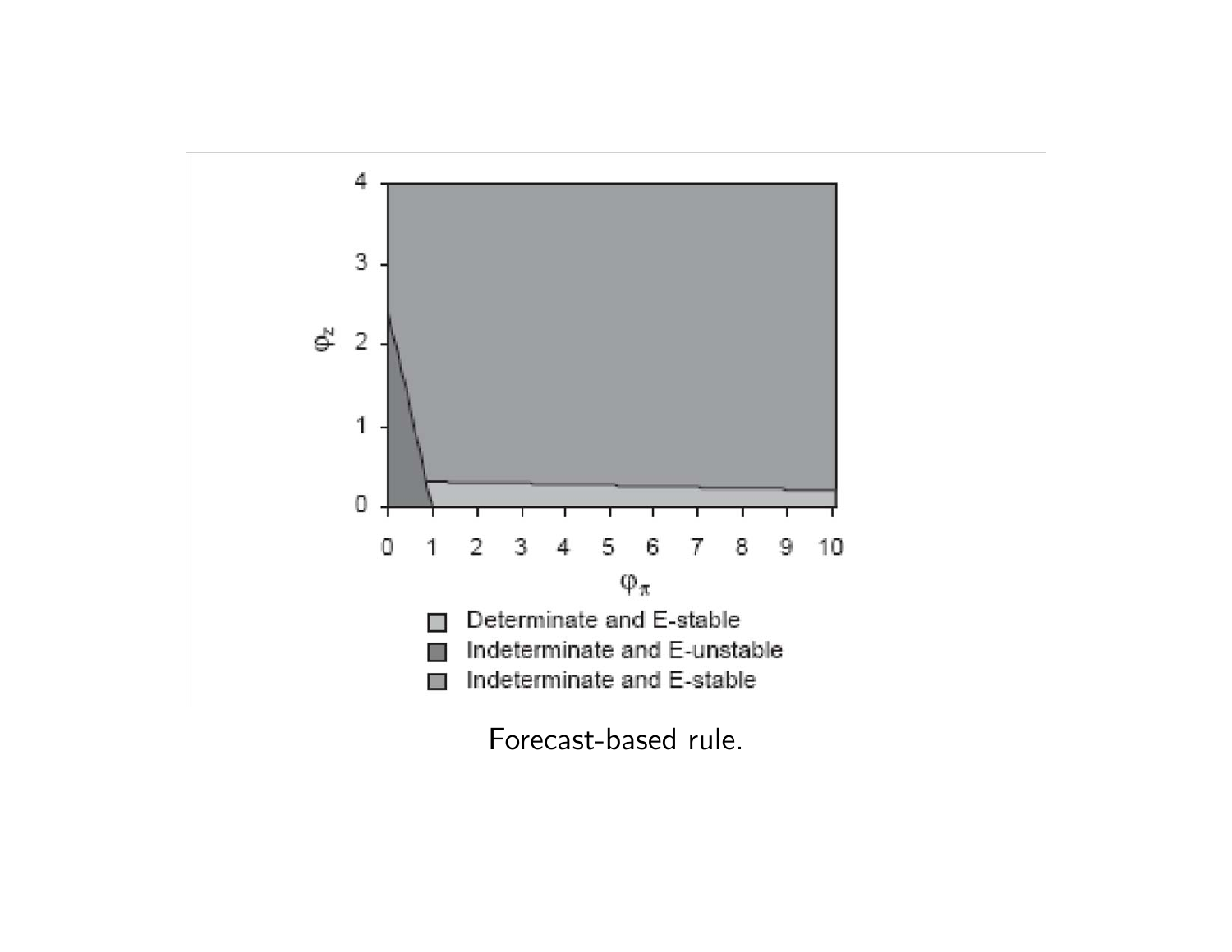Forecast-based rule.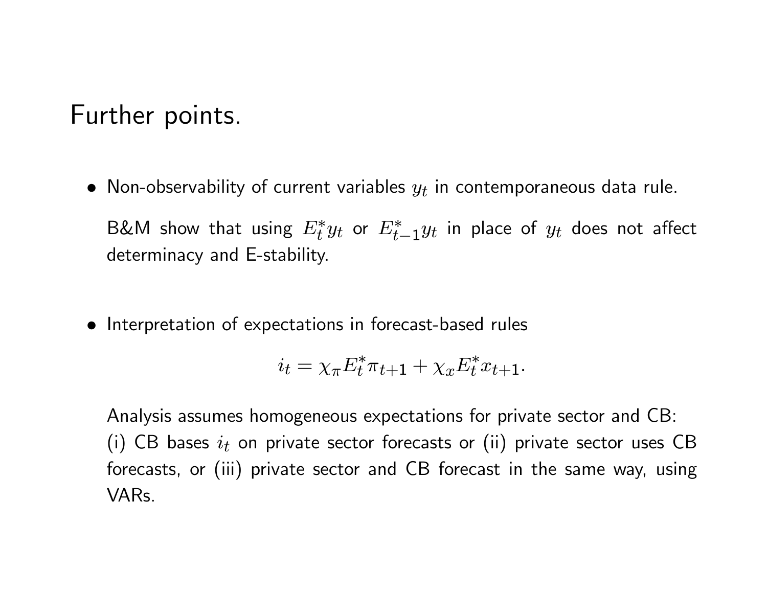# Further points.

- Non-observability of current variables $y_t$ in contemporaneous data rule.

  B&M show that using $E_t^* y_t$ or $E_{t-1}^* y_t$ in place of $y_t$ does not affect determinacy and E-stability.

- Interpretation of expectations in forecast-based rules

$$i_t = \chi_\pi E_t^* \pi_{t+1} + \chi_x E_t^* x_{t+1}.$$

  Analysis assumes homogeneous expectations for private sector and CB: (i) CB bases $i_t$ on private sector forecasts or (ii) private sector uses CB forecasts, or (iii) private sector and CB forecast in the same way, using VARs.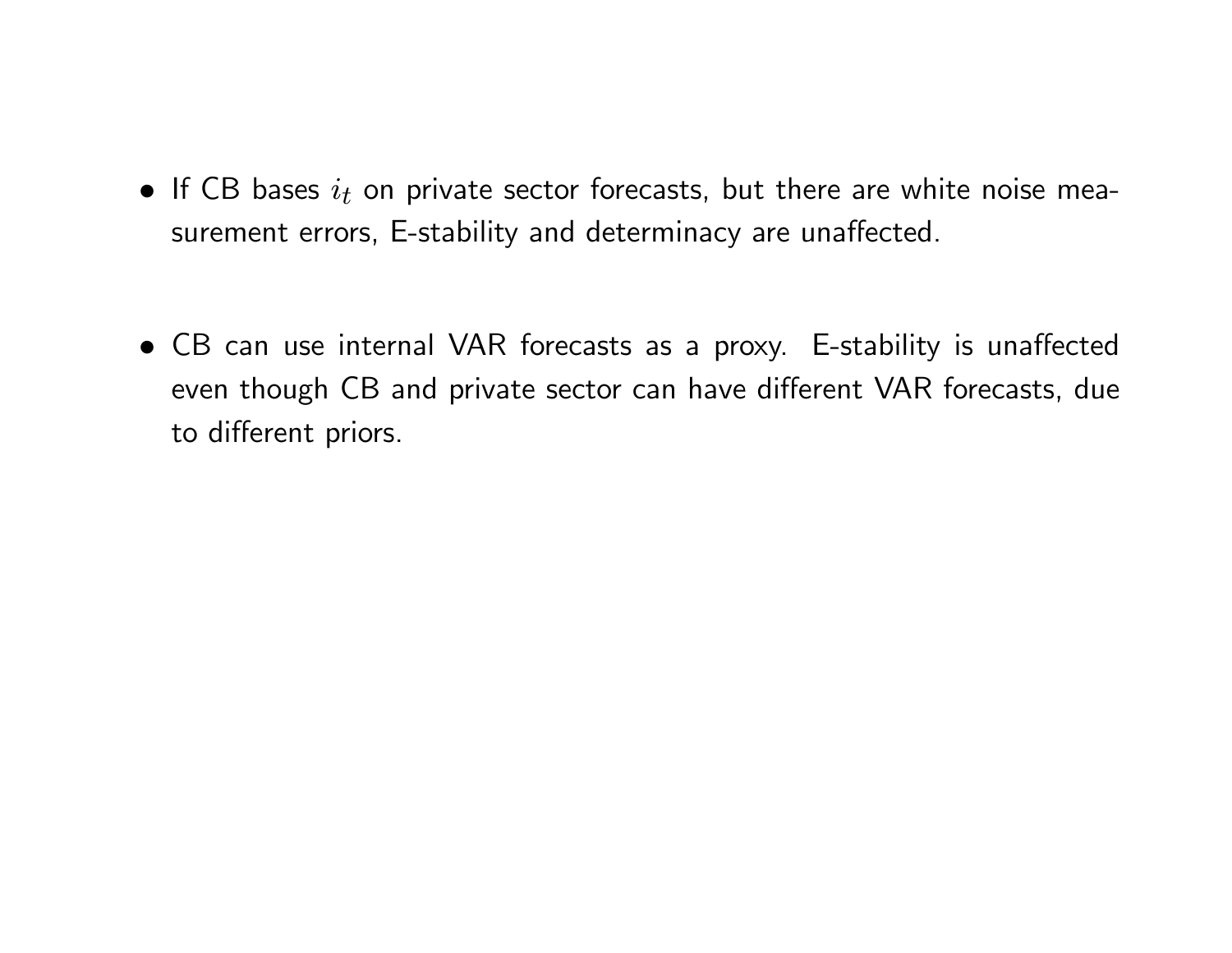- If CB bases $i_t$ on private sector forecasts, but there are white noise measurement errors, E-stability and determinacy are unaffected.

- CB can use internal VAR forecasts as a proxy. E-stability is unaffected even though CB and private sector can have different VAR forecasts, due to different priors.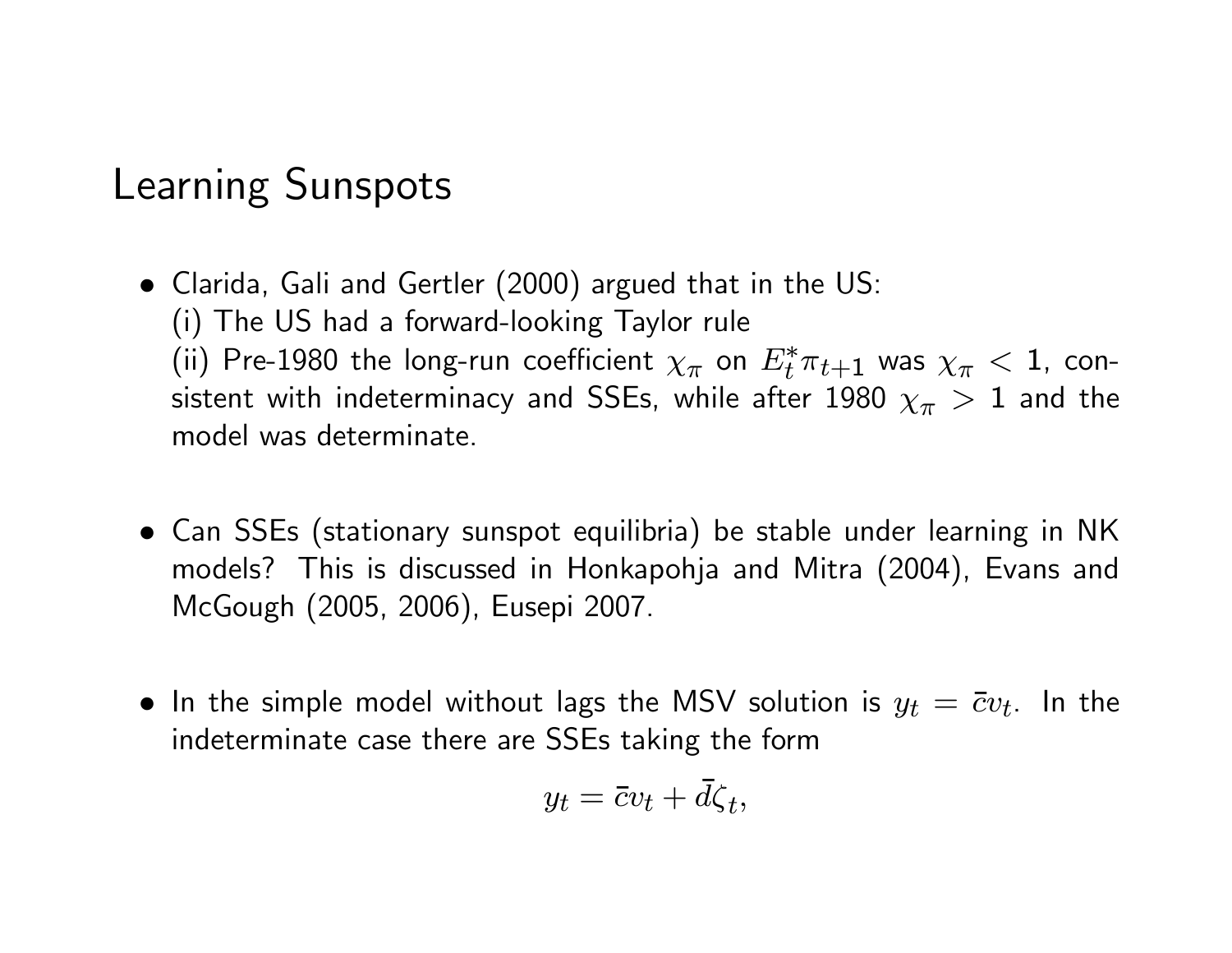## Learning Sunspots

- Clarida, Gali and Gertler (2000) argued that in the US:
  (i) The US had a forward-looking Taylor rule
  (ii) Pre-1980 the long-run coefficient $\chi_\pi$ on $E_t^* \pi_{t+1}$ was $\chi_\pi < 1$, consistent with indeterminacy and SSEs, while after 1980 $\chi_\pi > 1$ and the model was determinate.

- Can SSEs (stationary sunspot equilibria) be stable under learning in NK models? This is discussed in Honkapohja and Mitra (2004), Evans and McGough (2005, 2006), Eusepi 2007.

- In the simple model without lags the MSV solution is $y_t = \bar{c} v_t$. In the indeterminate case there are SSEs taking the form

$$y_t = \bar{c} v_t + \bar{d} \zeta_t,$$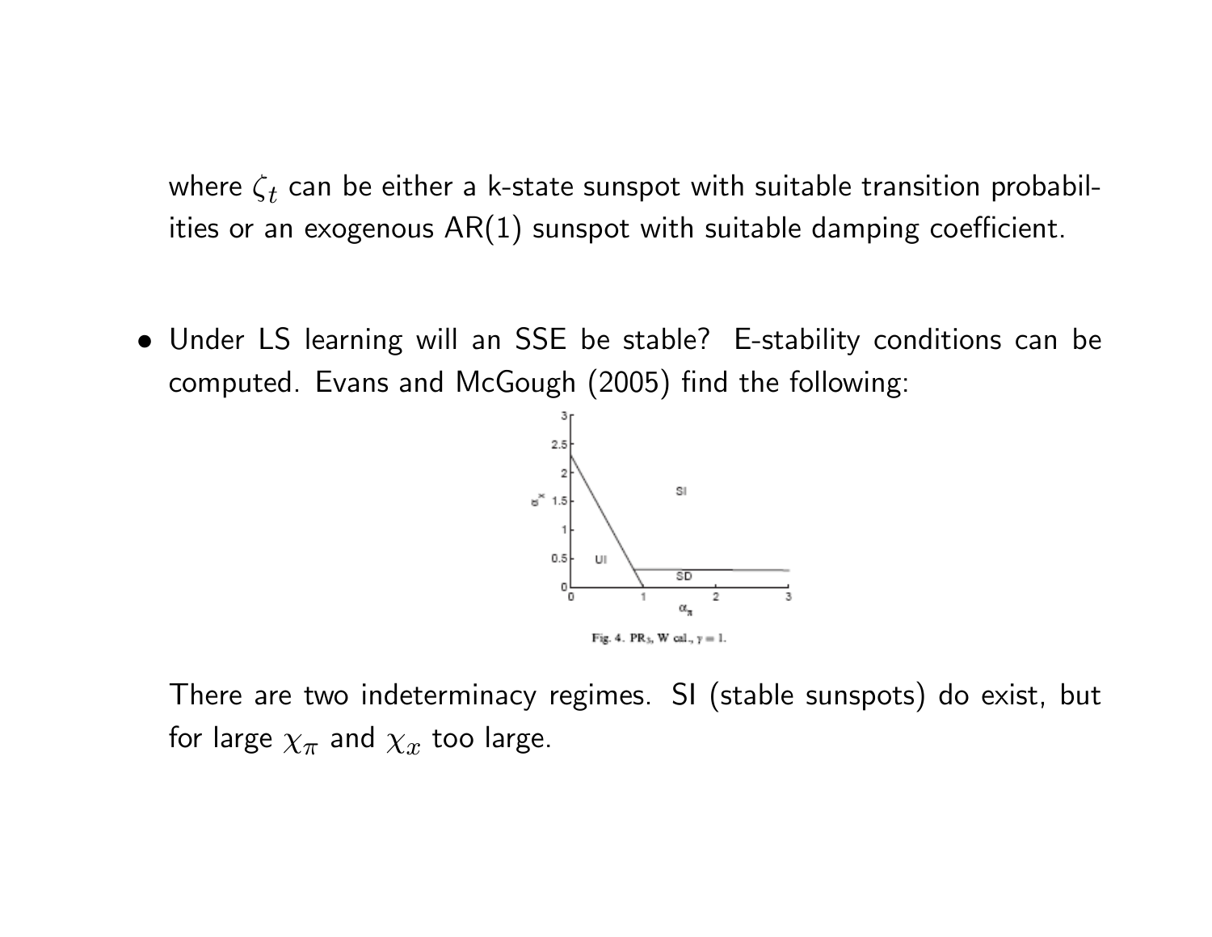where $\zeta_t$ can be either a k-state sunspot with suitable transition probabilities or an exogenous AR(1) sunspot with suitable damping coefficient.

- Under LS learning will an SSE be stable? E-stability conditions can be computed. Evans and McGough (2005) find the following:

Fig. 4. $PR_3$, W cal., $\gamma = 1$.

There are two indeterminacy regimes. SI (stable sunspots) do exist, but for large $\chi_\pi$ and $\chi_x$ too large.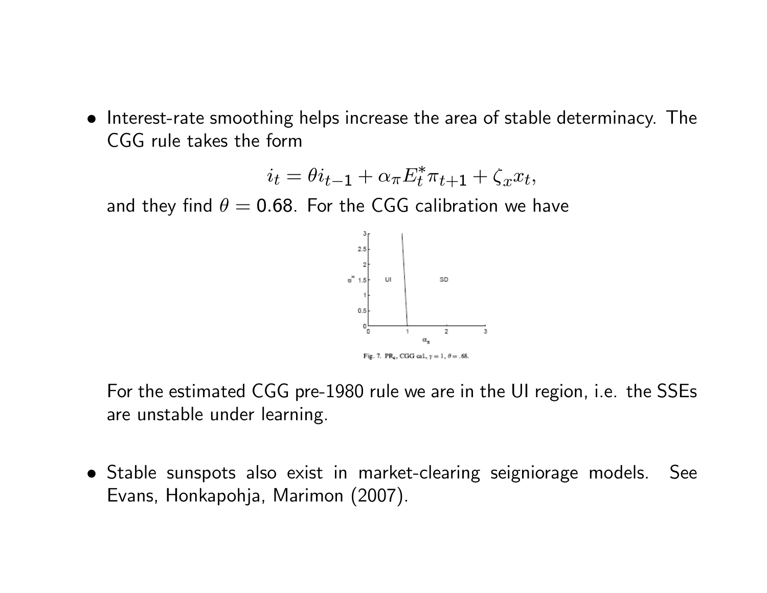- Interest-rate smoothing helps increase the area of stable determinacy. The CGG rule takes the form

$$i_t = \theta i_{t-1} + \alpha_\pi E_t^* \pi_{t+1} + \zeta_x x_t,$$

  and they find $\theta = 0.68$. For the CGG calibration we have

  Fig. 7. $PR_4$, CGG cal, $\gamma = 1$, $\theta = .68$.

  For the estimated CGG pre-1980 rule we are in the UI region, i.e. the SSEs are unstable under learning.

- Stable sunspots also exist in market-clearing seigniorage models. See Evans, Honkapohja, Marimon (2007).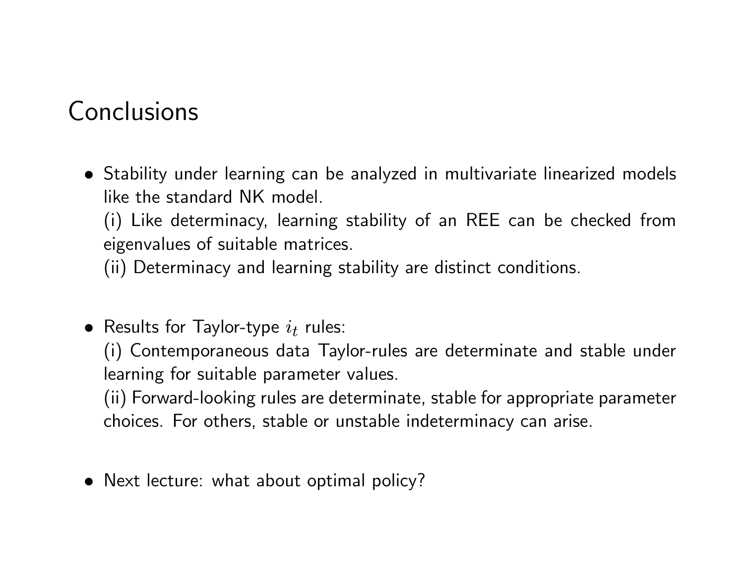# Conclusions

- Stability under learning can be analyzed in multivariate linearized models like the standard NK model.
  (i) Like determinacy, learning stability of an REE can be checked from eigenvalues of suitable matrices.
  (ii) Determinacy and learning stability are distinct conditions.

- Results for Taylor-type $i_t$ rules:
  (i) Contemporaneous data Taylor-rules are determinate and stable under learning for suitable parameter values.
  (ii) Forward-looking rules are determinate, stable for appropriate parameter choices. For others, stable or unstable indeterminacy can arise.

- Next lecture: what about optimal policy?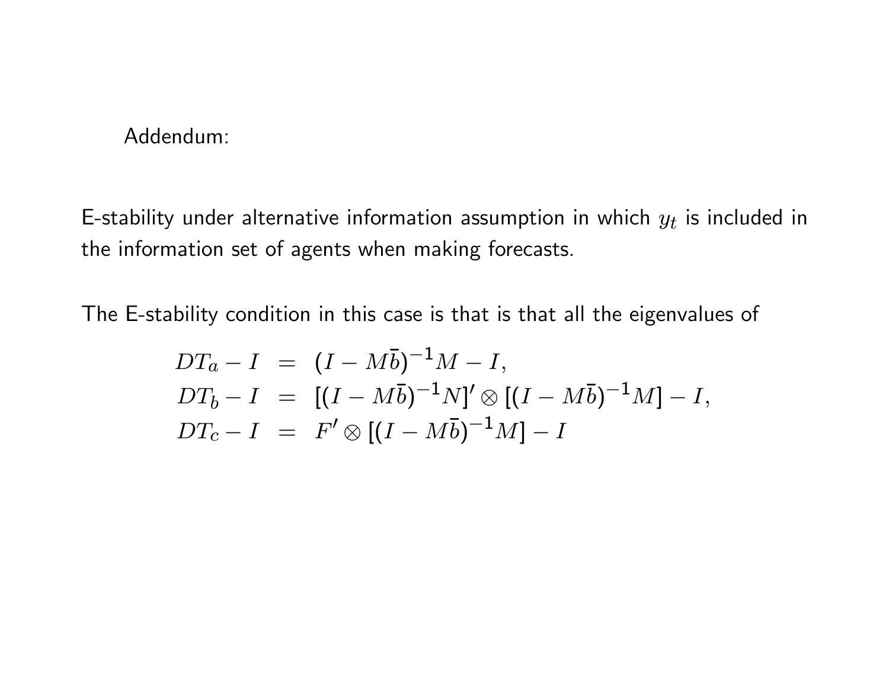Addendum:

E-stability under alternative information assumption in which $y_t$ is included in the information set of agents when making forecasts.

The E-stability condition in this case is that is that all the eigenvalues of

$$
\begin{aligned}
DT_a - I &= (I - M\bar{b})^{-1}M - I, \\
DT_b - I &= [(I - M\bar{b})^{-1}N]' \otimes [(I - M\bar{b})^{-1}M] - I, \\
DT_c - I &= F' \otimes [(I - M\bar{b})^{-1}M] - I
\end{aligned}
$$